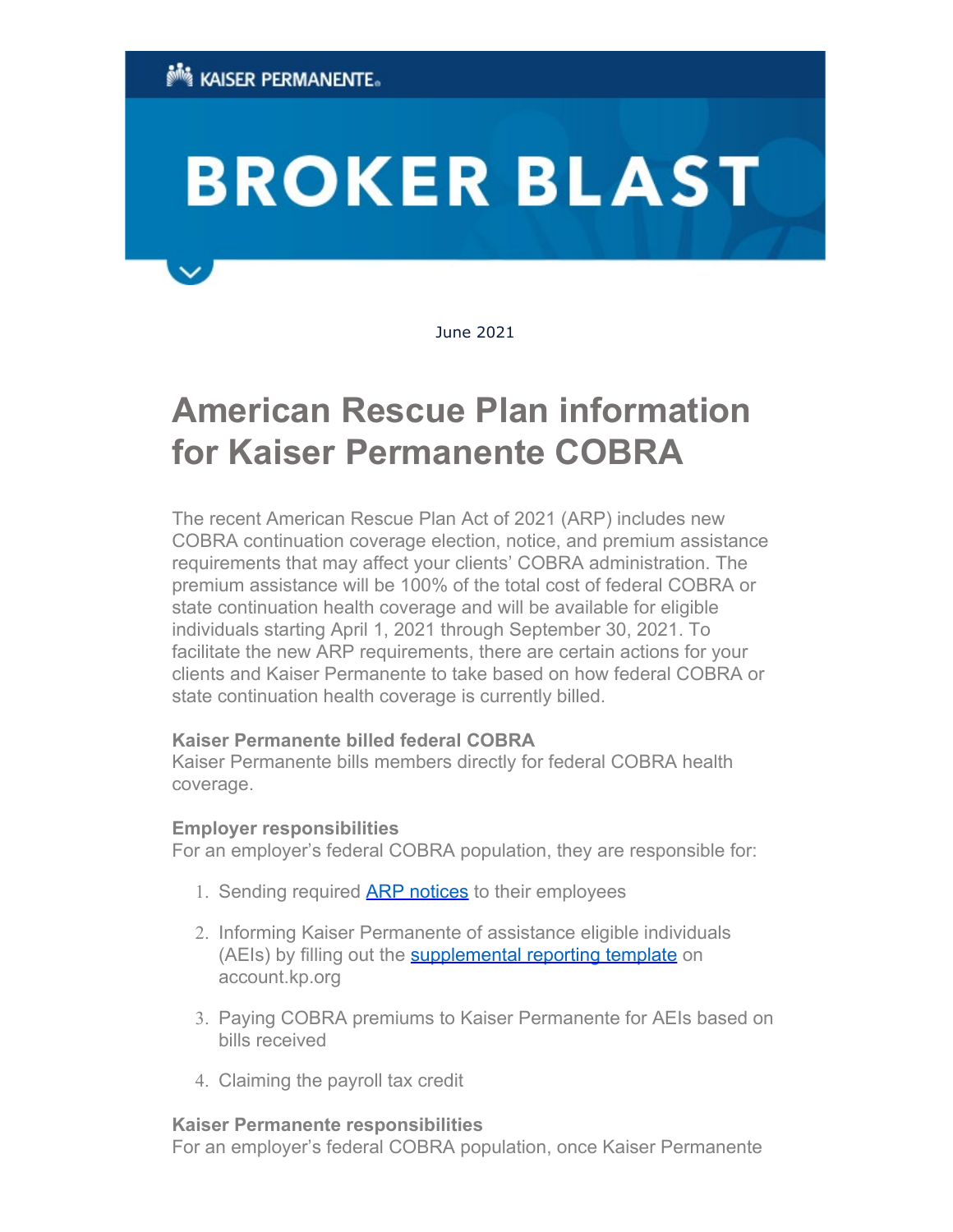KAISER PERMANENTE

# BROKER BLAST

June 2021

## American Rescue Plan information for Kaiser Permanente COBRA

The recent American Rescue Plan Act of 2021 (ARP) includes new COBRA continuation coverage election, notice, and premium assistance requirements that may affect your clients' COBRA administration. The premium assistance will be 100% of the total cost of federal COBRA or state continuation health coverage and will be available for eligible individuals starting April 1, 2021 through September 30, 2021. To facilitate the new ARP requirements, there are certain actions for your clients and Kaiser Permanente to take based on how federal COBRA or state continuation health coverage is currently billed.

**Kaiser Permanente billed federal COBRA**
Kaiser Permanente bills members directly for federal COBRA health coverage.

**Employer responsibilities**
For an employer's federal COBRA population, they are responsible for:

1. Sending required ARP notices to their employees
2. Informing Kaiser Permanente of assistance eligible individuals (AEIs) by filling out the supplemental reporting template on account.kp.org
3. Paying COBRA premiums to Kaiser Permanente for AEIs based on bills received
4. Claiming the payroll tax credit

**Kaiser Permanente responsibilities**
For an employer's federal COBRA population, once Kaiser Permanente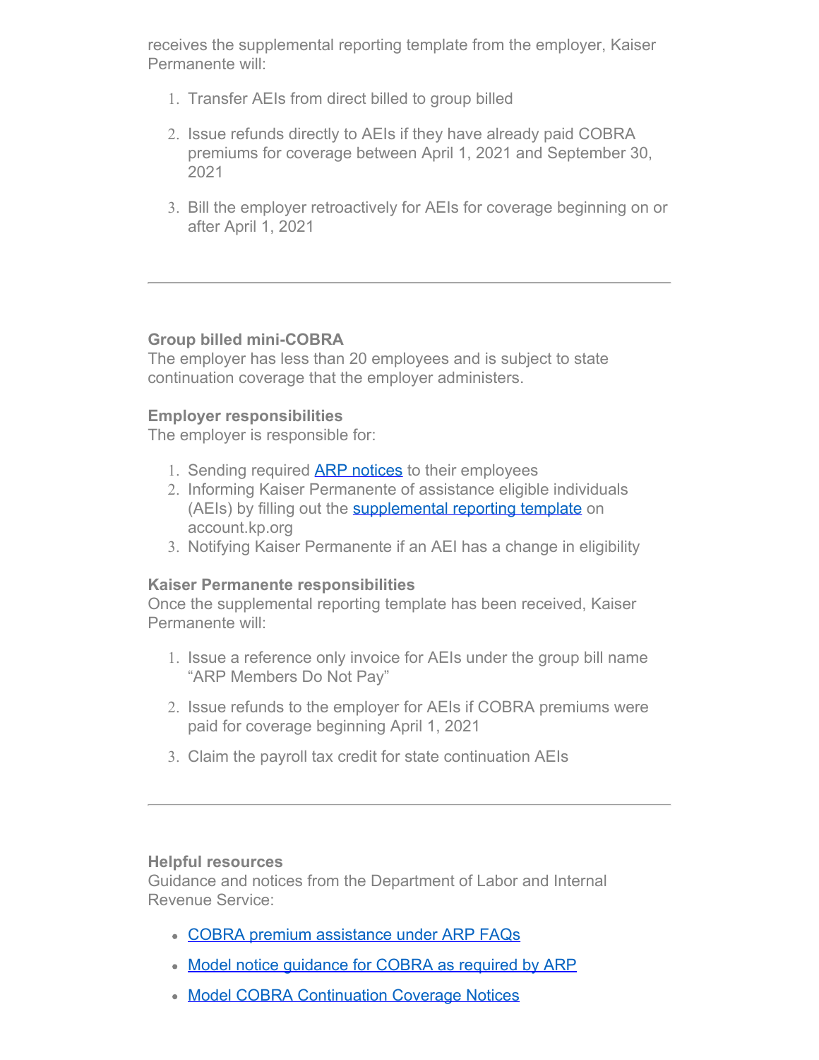receives the supplemental reporting template from the employer, Kaiser Permanente will:

1. Transfer AEIs from direct billed to group billed
2. Issue refunds directly to AEIs if they have already paid COBRA premiums for coverage between April 1, 2021 and September 30, 2021
3. Bill the employer retroactively for AEIs for coverage beginning on or after April 1, 2021

---

**Group billed mini-COBRA**
The employer has less than 20 employees and is subject to state continuation coverage that the employer administers.

**Employer responsibilities**
The employer is responsible for:

1. Sending required [ARP notices] to their employees
2. Informing Kaiser Permanente of assistance eligible individuals (AEIs) by filling out the [supplemental reporting template] on account.kp.org
3. Notifying Kaiser Permanente if an AEI has a change in eligibility

**Kaiser Permanente responsibilities**
Once the supplemental reporting template has been received, Kaiser Permanente will:

1. Issue a reference only invoice for AEIs under the group bill name "ARP Members Do Not Pay"
2. Issue refunds to the employer for AEIs if COBRA premiums were paid for coverage beginning April 1, 2021
3. Claim the payroll tax credit for state continuation AEIs

---

**Helpful resources**
Guidance and notices from the Department of Labor and Internal Revenue Service:

- COBRA premium assistance under ARP FAQs
- Model notice guidance for COBRA as required by ARP
- Model COBRA Continuation Coverage Notices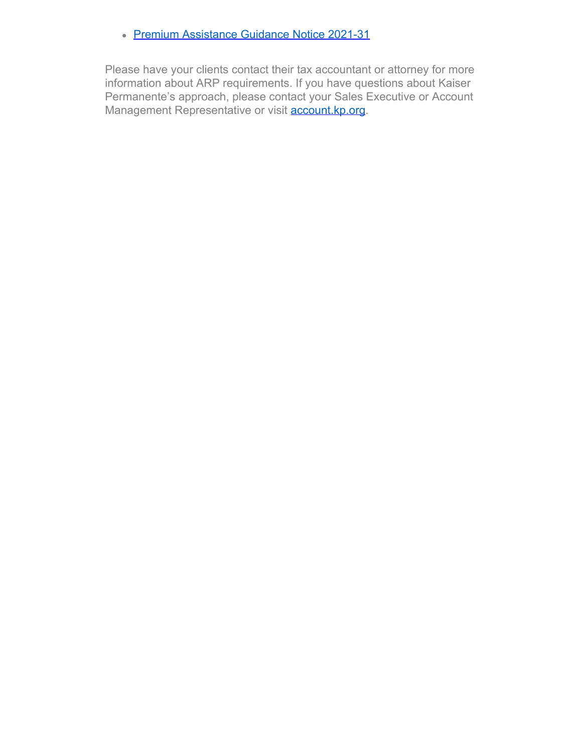- Premium Assistance Guidance Notice 2021-31

Please have your clients contact their tax accountant or attorney for more information about ARP requirements. If you have questions about Kaiser Permanente's approach, please contact your Sales Executive or Account Management Representative or visit account.kp.org.